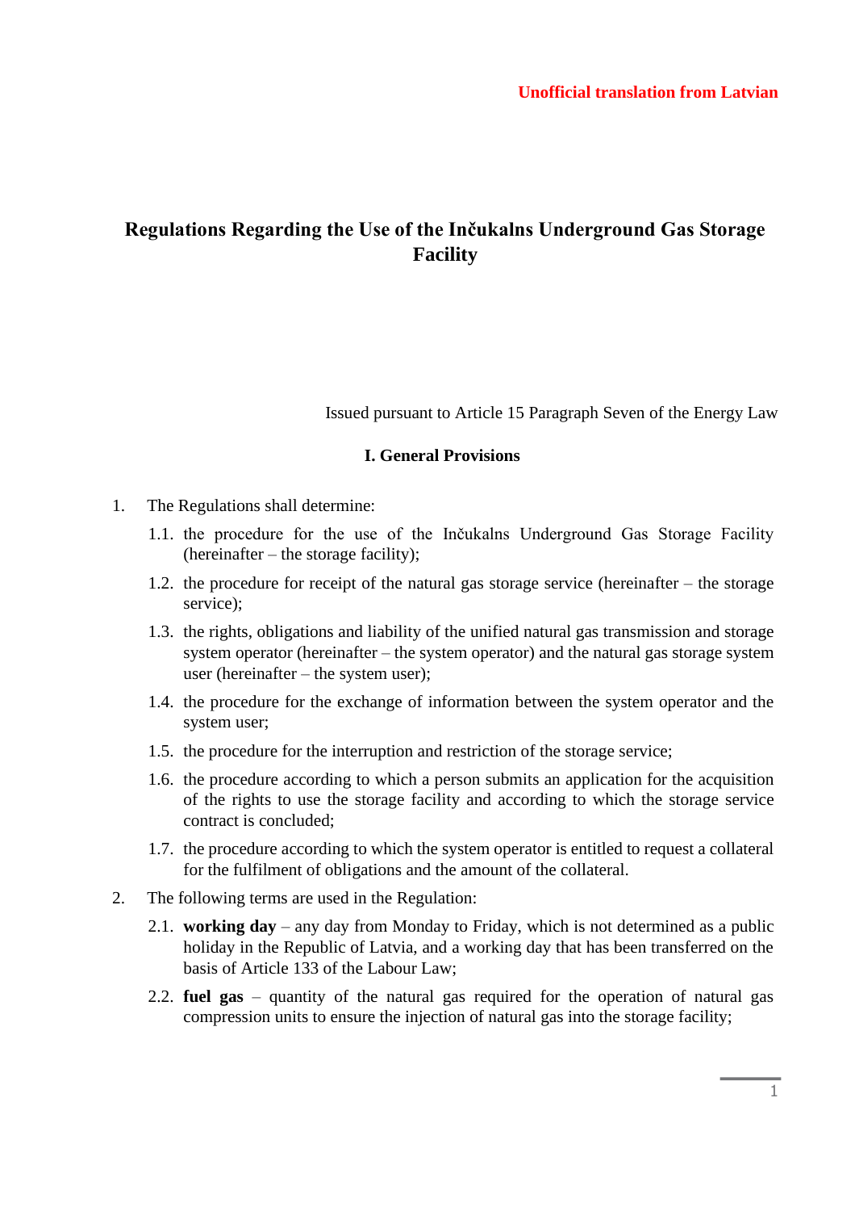Unofficial translation from Latvian

# Regulations Regarding the Use of the Inčukalns Underground Gas Storage Facility

Issued pursuant to Article 15 Paragraph Seven of the Energy Law

## I. General Provisions

1. The Regulations shall determine:
   1.1. the procedure for the use of the Inčukalns Underground Gas Storage Facility (hereinafter – the storage facility);
   1.2. the procedure for receipt of the natural gas storage service (hereinafter – the storage service);
   1.3. the rights, obligations and liability of the unified natural gas transmission and storage system operator (hereinafter – the system operator) and the natural gas storage system user (hereinafter – the system user);
   1.4. the procedure for the exchange of information between the system operator and the system user;
   1.5. the procedure for the interruption and restriction of the storage service;
   1.6. the procedure according to which a person submits an application for the acquisition of the rights to use the storage facility and according to which the storage service contract is concluded;
   1.7. the procedure according to which the system operator is entitled to request a collateral for the fulfilment of obligations and the amount of the collateral.
2. The following terms are used in the Regulation:
   2.1. **working day** – any day from Monday to Friday, which is not determined as a public holiday in the Republic of Latvia, and a working day that has been transferred on the basis of Article 133 of the Labour Law;
   2.2. **fuel gas** – quantity of the natural gas required for the operation of natural gas compression units to ensure the injection of natural gas into the storage facility;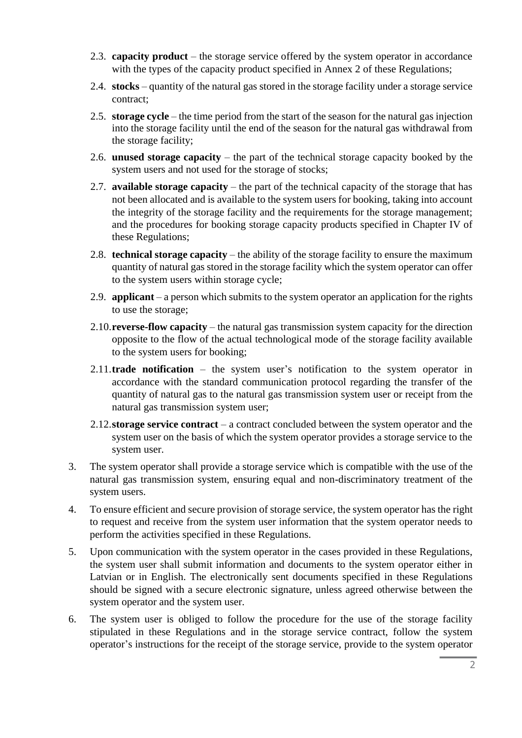2.3. **capacity product** – the storage service offered by the system operator in accordance with the types of the capacity product specified in Annex 2 of these Regulations;

2.4. **stocks** – quantity of the natural gas stored in the storage facility under a storage service contract;

2.5. **storage cycle** – the time period from the start of the season for the natural gas injection into the storage facility until the end of the season for the natural gas withdrawal from the storage facility;

2.6. **unused storage capacity** – the part of the technical storage capacity booked by the system users and not used for the storage of stocks;

2.7. **available storage capacity** – the part of the technical capacity of the storage that has not been allocated and is available to the system users for booking, taking into account the integrity of the storage facility and the requirements for the storage management; and the procedures for booking storage capacity products specified in Chapter IV of these Regulations;

2.8. **technical storage capacity** – the ability of the storage facility to ensure the maximum quantity of natural gas stored in the storage facility which the system operator can offer to the system users within storage cycle;

2.9. **applicant** – a person which submits to the system operator an application for the rights to use the storage;

2.10. **reverse-flow capacity** – the natural gas transmission system capacity for the direction opposite to the flow of the actual technological mode of the storage facility available to the system users for booking;

2.11. **trade notification** – the system user's notification to the system operator in accordance with the standard communication protocol regarding the transfer of the quantity of natural gas to the natural gas transmission system user or receipt from the natural gas transmission system user;

2.12. **storage service contract** – a contract concluded between the system operator and the system user on the basis of which the system operator provides a storage service to the system user.

3. The system operator shall provide a storage service which is compatible with the use of the natural gas transmission system, ensuring equal and non-discriminatory treatment of the system users.

4. To ensure efficient and secure provision of storage service, the system operator has the right to request and receive from the system user information that the system operator needs to perform the activities specified in these Regulations.

5. Upon communication with the system operator in the cases provided in these Regulations, the system user shall submit information and documents to the system operator either in Latvian or in English. The electronically sent documents specified in these Regulations should be signed with a secure electronic signature, unless agreed otherwise between the system operator and the system user.

6. The system user is obliged to follow the procedure for the use of the storage facility stipulated in these Regulations and in the storage service contract, follow the system operator's instructions for the receipt of the storage service, provide to the system operator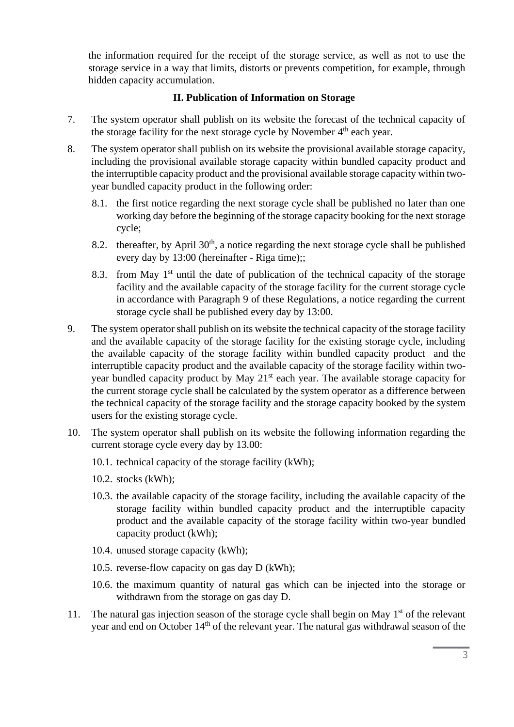the information required for the receipt of the storage service, as well as not to use the storage service in a way that limits, distorts or prevents competition, for example, through hidden capacity accumulation.

### II. Publication of Information on Storage

7. The system operator shall publish on its website the forecast of the technical capacity of the storage facility for the next storage cycle by November 4th each year.

8. The system operator shall publish on its website the provisional available storage capacity, including the provisional available storage capacity within bundled capacity product and the interruptible capacity product and the provisional available storage capacity within two-year bundled capacity product in the following order:

   8.1. the first notice regarding the next storage cycle shall be published no later than one working day before the beginning of the storage capacity booking for the next storage cycle;

   8.2. thereafter, by April 30th, a notice regarding the next storage cycle shall be published every day by 13:00 (hereinafter - Riga time);;

   8.3. from May 1st until the date of publication of the technical capacity of the storage facility and the available capacity of the storage facility for the current storage cycle in accordance with Paragraph 9 of these Regulations, a notice regarding the current storage cycle shall be published every day by 13:00.

9. The system operator shall publish on its website the technical capacity of the storage facility and the available capacity of the storage facility for the existing storage cycle, including the available capacity of the storage facility within bundled capacity product and the interruptible capacity product and the available capacity of the storage facility within two-year bundled capacity product by May 21st each year. The available storage capacity for the current storage cycle shall be calculated by the system operator as a difference between the technical capacity of the storage facility and the storage capacity booked by the system users for the existing storage cycle.

10. The system operator shall publish on its website the following information regarding the current storage cycle every day by 13.00:

    10.1. technical capacity of the storage facility (kWh);

    10.2. stocks (kWh);

    10.3. the available capacity of the storage facility, including the available capacity of the storage facility within bundled capacity product and the interruptible capacity product and the available capacity of the storage facility within two-year bundled capacity product (kWh);

    10.4. unused storage capacity (kWh);

    10.5. reverse-flow capacity on gas day D (kWh);

    10.6. the maximum quantity of natural gas which can be injected into the storage or withdrawn from the storage on gas day D.

11. The natural gas injection season of the storage cycle shall begin on May 1st of the relevant year and end on October 14th of the relevant year. The natural gas withdrawal season of the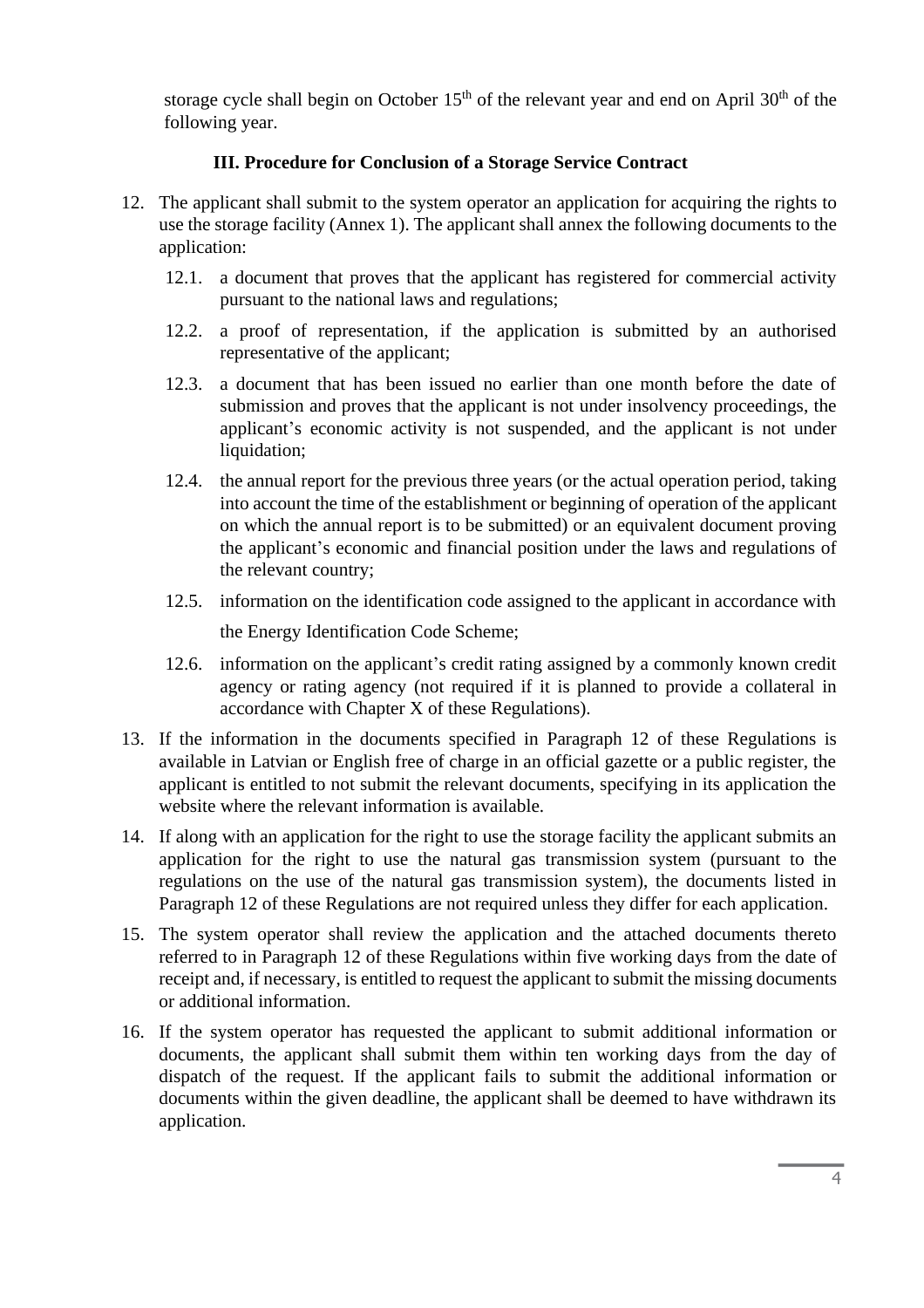storage cycle shall begin on October 15th of the relevant year and end on April 30th of the following year.

### III. Procedure for Conclusion of a Storage Service Contract

12. The applicant shall submit to the system operator an application for acquiring the rights to use the storage facility (Annex 1). The applicant shall annex the following documents to the application:
    - 12.1. a document that proves that the applicant has registered for commercial activity pursuant to the national laws and regulations;
    - 12.2. a proof of representation, if the application is submitted by an authorised representative of the applicant;
    - 12.3. a document that has been issued no earlier than one month before the date of submission and proves that the applicant is not under insolvency proceedings, the applicant's economic activity is not suspended, and the applicant is not under liquidation;
    - 12.4. the annual report for the previous three years (or the actual operation period, taking into account the time of the establishment or beginning of operation of the applicant on which the annual report is to be submitted) or an equivalent document proving the applicant's economic and financial position under the laws and regulations of the relevant country;
    - 12.5. information on the identification code assigned to the applicant in accordance with the Energy Identification Code Scheme;
    - 12.6. information on the applicant's credit rating assigned by a commonly known credit agency or rating agency (not required if it is planned to provide a collateral in accordance with Chapter X of these Regulations).
13. If the information in the documents specified in Paragraph 12 of these Regulations is available in Latvian or English free of charge in an official gazette or a public register, the applicant is entitled to not submit the relevant documents, specifying in its application the website where the relevant information is available.
14. If along with an application for the right to use the storage facility the applicant submits an application for the right to use the natural gas transmission system (pursuant to the regulations on the use of the natural gas transmission system), the documents listed in Paragraph 12 of these Regulations are not required unless they differ for each application.
15. The system operator shall review the application and the attached documents thereto referred to in Paragraph 12 of these Regulations within five working days from the date of receipt and, if necessary, is entitled to request the applicant to submit the missing documents or additional information.
16. If the system operator has requested the applicant to submit additional information or documents, the applicant shall submit them within ten working days from the day of dispatch of the request. If the applicant fails to submit the additional information or documents within the given deadline, the applicant shall be deemed to have withdrawn its application.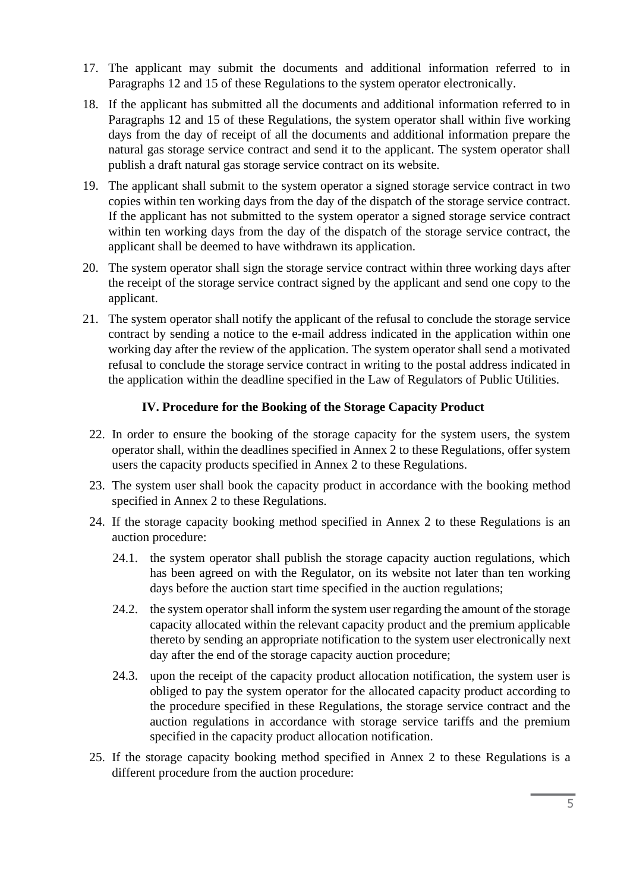17. The applicant may submit the documents and additional information referred to in Paragraphs 12 and 15 of these Regulations to the system operator electronically.
18. If the applicant has submitted all the documents and additional information referred to in Paragraphs 12 and 15 of these Regulations, the system operator shall within five working days from the day of receipt of all the documents and additional information prepare the natural gas storage service contract and send it to the applicant. The system operator shall publish a draft natural gas storage service contract on its website.
19. The applicant shall submit to the system operator a signed storage service contract in two copies within ten working days from the day of the dispatch of the storage service contract. If the applicant has not submitted to the system operator a signed storage service contract within ten working days from the day of the dispatch of the storage service contract, the applicant shall be deemed to have withdrawn its application.
20. The system operator shall sign the storage service contract within three working days after the receipt of the storage service contract signed by the applicant and send one copy to the applicant.
21. The system operator shall notify the applicant of the refusal to conclude the storage service contract by sending a notice to the e-mail address indicated in the application within one working day after the review of the application. The system operator shall send a motivated refusal to conclude the storage service contract in writing to the postal address indicated in the application within the deadline specified in the Law of Regulators of Public Utilities.

## IV. Procedure for the Booking of the Storage Capacity Product

22. In order to ensure the booking of the storage capacity for the system users, the system operator shall, within the deadlines specified in Annex 2 to these Regulations, offer system users the capacity products specified in Annex 2 to these Regulations.
23. The system user shall book the capacity product in accordance with the booking method specified in Annex 2 to these Regulations.
24. If the storage capacity booking method specified in Annex 2 to these Regulations is an auction procedure:
    - 24.1. the system operator shall publish the storage capacity auction regulations, which has been agreed on with the Regulator, on its website not later than ten working days before the auction start time specified in the auction regulations;
    - 24.2. the system operator shall inform the system user regarding the amount of the storage capacity allocated within the relevant capacity product and the premium applicable thereto by sending an appropriate notification to the system user electronically next day after the end of the storage capacity auction procedure;
    - 24.3. upon the receipt of the capacity product allocation notification, the system user is obliged to pay the system operator for the allocated capacity product according to the procedure specified in these Regulations, the storage service contract and the auction regulations in accordance with storage service tariffs and the premium specified in the capacity product allocation notification.
25. If the storage capacity booking method specified in Annex 2 to these Regulations is a different procedure from the auction procedure: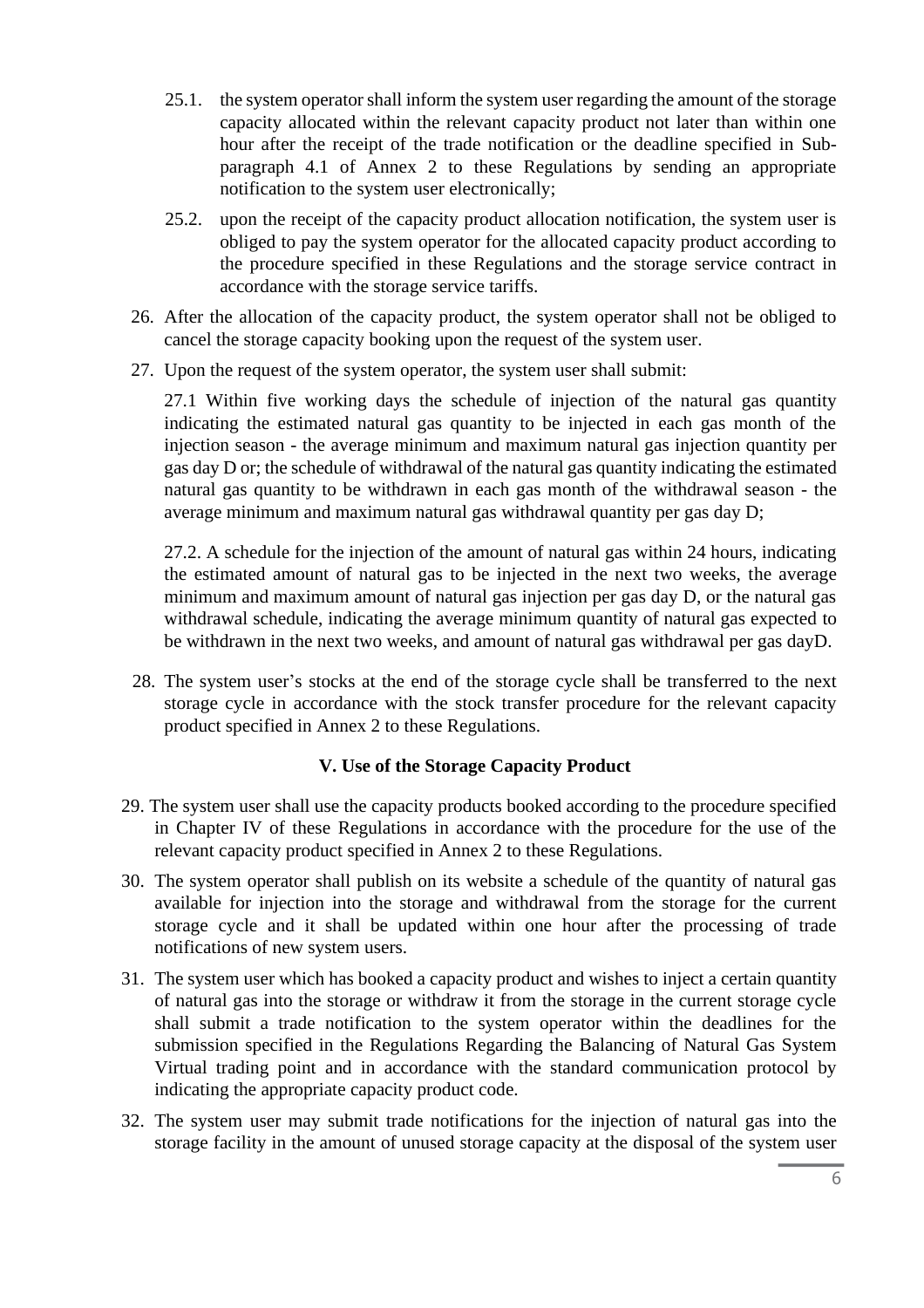25.1. the system operator shall inform the system user regarding the amount of the storage capacity allocated within the relevant capacity product not later than within one hour after the receipt of the trade notification or the deadline specified in Sub-paragraph 4.1 of Annex 2 to these Regulations by sending an appropriate notification to the system user electronically;

25.2. upon the receipt of the capacity product allocation notification, the system user is obliged to pay the system operator for the allocated capacity product according to the procedure specified in these Regulations and the storage service contract in accordance with the storage service tariffs.

26. After the allocation of the capacity product, the system operator shall not be obliged to cancel the storage capacity booking upon the request of the system user.

27. Upon the request of the system operator, the system user shall submit:

    27.1 Within five working days the schedule of injection of the natural gas quantity indicating the estimated natural gas quantity to be injected in each gas month of the injection season - the average minimum and maximum natural gas injection quantity per gas day D or; the schedule of withdrawal of the natural gas quantity indicating the estimated natural gas quantity to be withdrawn in each gas month of the withdrawal season - the average minimum and maximum natural gas withdrawal quantity per gas day D;

    27.2. A schedule for the injection of the amount of natural gas within 24 hours, indicating the estimated amount of natural gas to be injected in the next two weeks, the average minimum and maximum amount of natural gas injection per gas day D, or the natural gas withdrawal schedule, indicating the average minimum quantity of natural gas expected to be withdrawn in the next two weeks, and amount of natural gas withdrawal per gas dayD.

28. The system user's stocks at the end of the storage cycle shall be transferred to the next storage cycle in accordance with the stock transfer procedure for the relevant capacity product specified in Annex 2 to these Regulations.

### V. Use of the Storage Capacity Product

29. The system user shall use the capacity products booked according to the procedure specified in Chapter IV of these Regulations in accordance with the procedure for the use of the relevant capacity product specified in Annex 2 to these Regulations.

30. The system operator shall publish on its website a schedule of the quantity of natural gas available for injection into the storage and withdrawal from the storage for the current storage cycle and it shall be updated within one hour after the processing of trade notifications of new system users.

31. The system user which has booked a capacity product and wishes to inject a certain quantity of natural gas into the storage or withdraw it from the storage in the current storage cycle shall submit a trade notification to the system operator within the deadlines for the submission specified in the Regulations Regarding the Balancing of Natural Gas System Virtual trading point and in accordance with the standard communication protocol by indicating the appropriate capacity product code.

32. The system user may submit trade notifications for the injection of natural gas into the storage facility in the amount of unused storage capacity at the disposal of the system user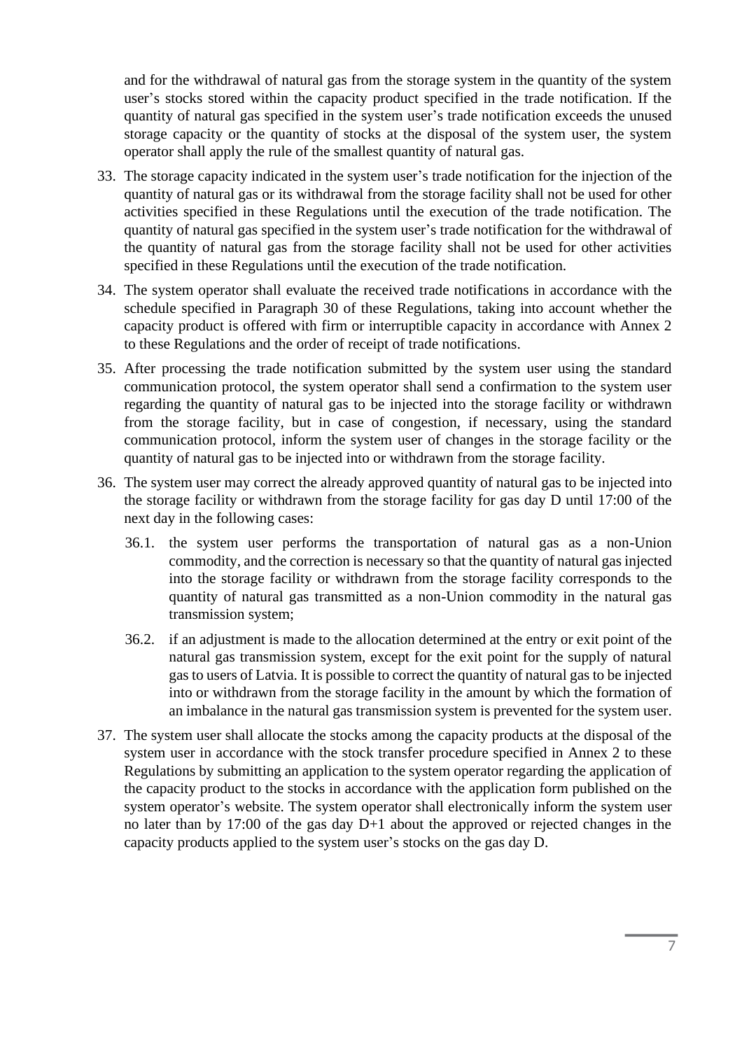and for the withdrawal of natural gas from the storage system in the quantity of the system user's stocks stored within the capacity product specified in the trade notification. If the quantity of natural gas specified in the system user's trade notification exceeds the unused storage capacity or the quantity of stocks at the disposal of the system user, the system operator shall apply the rule of the smallest quantity of natural gas.

33. The storage capacity indicated in the system user's trade notification for the injection of the quantity of natural gas or its withdrawal from the storage facility shall not be used for other activities specified in these Regulations until the execution of the trade notification. The quantity of natural gas specified in the system user's trade notification for the withdrawal of the quantity of natural gas from the storage facility shall not be used for other activities specified in these Regulations until the execution of the trade notification.

34. The system operator shall evaluate the received trade notifications in accordance with the schedule specified in Paragraph 30 of these Regulations, taking into account whether the capacity product is offered with firm or interruptible capacity in accordance with Annex 2 to these Regulations and the order of receipt of trade notifications.

35. After processing the trade notification submitted by the system user using the standard communication protocol, the system operator shall send a confirmation to the system user regarding the quantity of natural gas to be injected into the storage facility or withdrawn from the storage facility, but in case of congestion, if necessary, using the standard communication protocol, inform the system user of changes in the storage facility or the quantity of natural gas to be injected into or withdrawn from the storage facility.

36. The system user may correct the already approved quantity of natural gas to be injected into the storage facility or withdrawn from the storage facility for gas day D until 17:00 of the next day in the following cases:

    36.1. the system user performs the transportation of natural gas as a non-Union commodity, and the correction is necessary so that the quantity of natural gas injected into the storage facility or withdrawn from the storage facility corresponds to the quantity of natural gas transmitted as a non-Union commodity in the natural gas transmission system;

    36.2. if an adjustment is made to the allocation determined at the entry or exit point of the natural gas transmission system, except for the exit point for the supply of natural gas to users of Latvia. It is possible to correct the quantity of natural gas to be injected into or withdrawn from the storage facility in the amount by which the formation of an imbalance in the natural gas transmission system is prevented for the system user.

37. The system user shall allocate the stocks among the capacity products at the disposal of the system user in accordance with the stock transfer procedure specified in Annex 2 to these Regulations by submitting an application to the system operator regarding the application of the capacity product to the stocks in accordance with the application form published on the system operator's website. The system operator shall electronically inform the system user no later than by 17:00 of the gas day D+1 about the approved or rejected changes in the capacity products applied to the system user's stocks on the gas day D.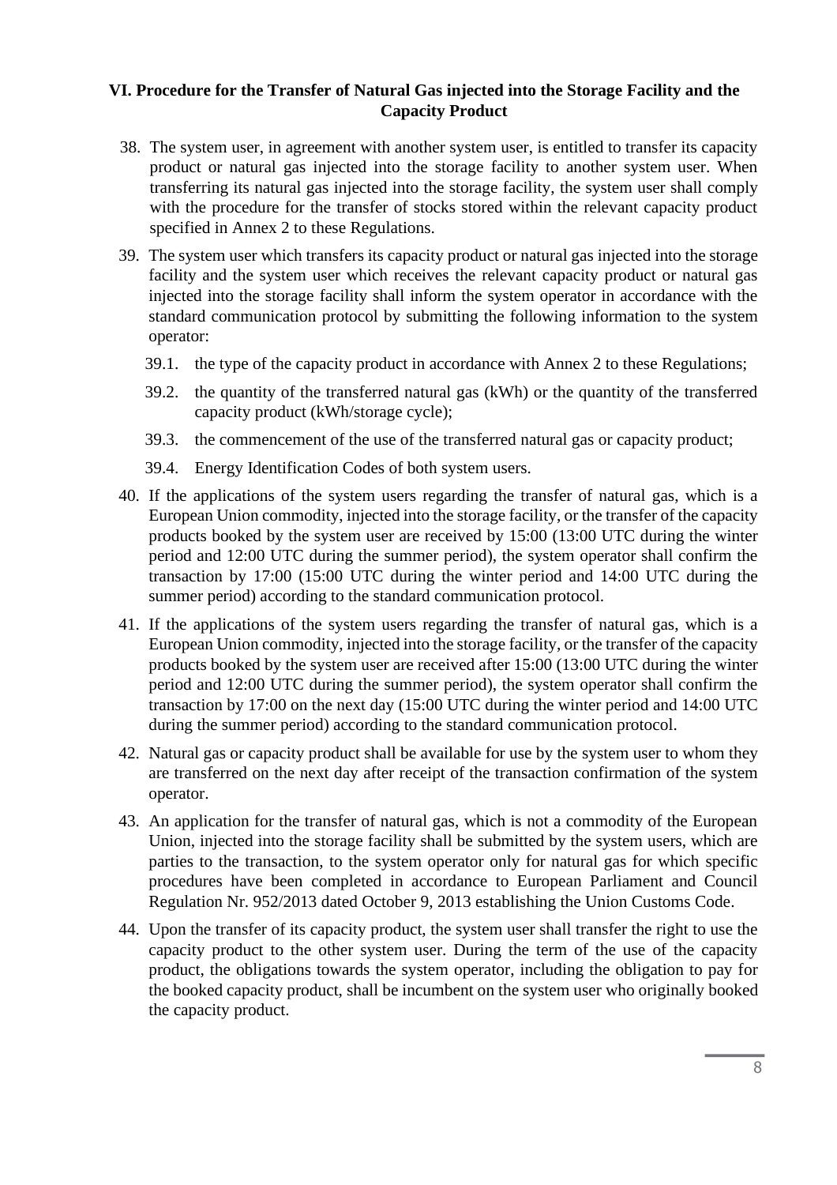## VI. Procedure for the Transfer of Natural Gas injected into the Storage Facility and the Capacity Product

38. The system user, in agreement with another system user, is entitled to transfer its capacity product or natural gas injected into the storage facility to another system user. When transferring its natural gas injected into the storage facility, the system user shall comply with the procedure for the transfer of stocks stored within the relevant capacity product specified in Annex 2 to these Regulations.

39. The system user which transfers its capacity product or natural gas injected into the storage facility and the system user which receives the relevant capacity product or natural gas injected into the storage facility shall inform the system operator in accordance with the standard communication protocol by submitting the following information to the system operator:

    39.1. the type of the capacity product in accordance with Annex 2 to these Regulations;

    39.2. the quantity of the transferred natural gas (kWh) or the quantity of the transferred capacity product (kWh/storage cycle);

    39.3. the commencement of the use of the transferred natural gas or capacity product;

    39.4. Energy Identification Codes of both system users.

40. If the applications of the system users regarding the transfer of natural gas, which is a European Union commodity, injected into the storage facility, or the transfer of the capacity products booked by the system user are received by 15:00 (13:00 UTC during the winter period and 12:00 UTC during the summer period), the system operator shall confirm the transaction by 17:00 (15:00 UTC during the winter period and 14:00 UTC during the summer period) according to the standard communication protocol.

41. If the applications of the system users regarding the transfer of natural gas, which is a European Union commodity, injected into the storage facility, or the transfer of the capacity products booked by the system user are received after 15:00 (13:00 UTC during the winter period and 12:00 UTC during the summer period), the system operator shall confirm the transaction by 17:00 on the next day (15:00 UTC during the winter period and 14:00 UTC during the summer period) according to the standard communication protocol.

42. Natural gas or capacity product shall be available for use by the system user to whom they are transferred on the next day after receipt of the transaction confirmation of the system operator.

43. An application for the transfer of natural gas, which is not a commodity of the European Union, injected into the storage facility shall be submitted by the system users, which are parties to the transaction, to the system operator only for natural gas for which specific procedures have been completed in accordance to European Parliament and Council Regulation Nr. 952/2013 dated October 9, 2013 establishing the Union Customs Code.

44. Upon the transfer of its capacity product, the system user shall transfer the right to use the capacity product to the other system user. During the term of the use of the capacity product, the obligations towards the system operator, including the obligation to pay for the booked capacity product, shall be incumbent on the system user who originally booked the capacity product.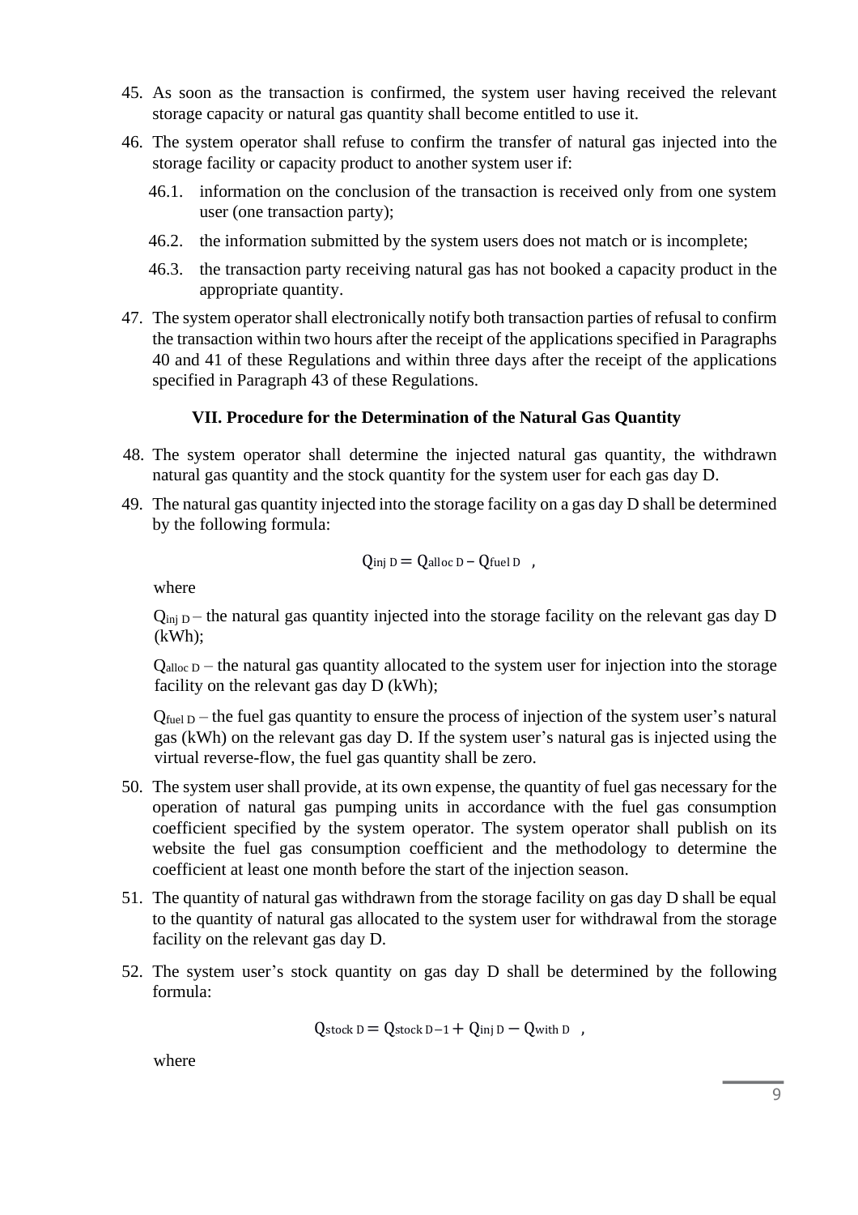45. As soon as the transaction is confirmed, the system user having received the relevant storage capacity or natural gas quantity shall become entitled to use it.
46. The system operator shall refuse to confirm the transfer of natural gas injected into the storage facility or capacity product to another system user if:
    46.1. information on the conclusion of the transaction is received only from one system user (one transaction party);
    46.2. the information submitted by the system users does not match or is incomplete;
    46.3. the transaction party receiving natural gas has not booked a capacity product in the appropriate quantity.
47. The system operator shall electronically notify both transaction parties of refusal to confirm the transaction within two hours after the receipt of the applications specified in Paragraphs 40 and 41 of these Regulations and within three days after the receipt of the applications specified in Paragraph 43 of these Regulations.

### VII. Procedure for the Determination of the Natural Gas Quantity

48. The system operator shall determine the injected natural gas quantity, the withdrawn natural gas quantity and the stock quantity for the system user for each gas day D.
49. The natural gas quantity injected into the storage facility on a gas day D shall be determined by the following formula:

$$Q_{inj\ D} = Q_{alloc\ D} - Q_{fuel\ D} \quad ,$$

where

$Q_{inj\ D}$ – the natural gas quantity injected into the storage facility on the relevant gas day D (kWh);

$Q_{alloc\ D}$ – the natural gas quantity allocated to the system user for injection into the storage facility on the relevant gas day D (kWh);

$Q_{fuel\ D}$ – the fuel gas quantity to ensure the process of injection of the system user's natural gas (kWh) on the relevant gas day D. If the system user's natural gas is injected using the virtual reverse-flow, the fuel gas quantity shall be zero.

50. The system user shall provide, at its own expense, the quantity of fuel gas necessary for the operation of natural gas pumping units in accordance with the fuel gas consumption coefficient specified by the system operator. The system operator shall publish on its website the fuel gas consumption coefficient and the methodology to determine the coefficient at least one month before the start of the injection season.
51. The quantity of natural gas withdrawn from the storage facility on gas day D shall be equal to the quantity of natural gas allocated to the system user for withdrawal from the storage facility on the relevant gas day D.
52. The system user's stock quantity on gas day D shall be determined by the following formula:

$$Q_{stock\ D} = Q_{stock\ D-1} + Q_{inj\ D} - Q_{with\ D} \quad ,$$

where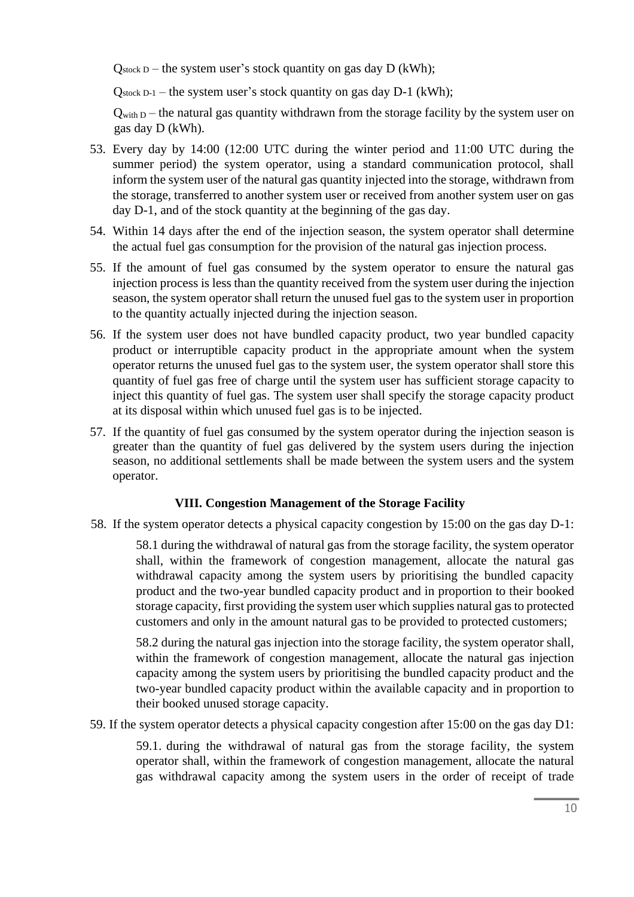$Q_{stock\ D}$ – the system user's stock quantity on gas day D (kWh);

$Q_{stock\ D-1}$ – the system user's stock quantity on gas day D-1 (kWh);

$Q_{with\ D}$ – the natural gas quantity withdrawn from the storage facility by the system user on gas day D (kWh).

53. Every day by 14:00 (12:00 UTC during the winter period and 11:00 UTC during the summer period) the system operator, using a standard communication protocol, shall inform the system user of the natural gas quantity injected into the storage, withdrawn from the storage, transferred to another system user or received from another system user on gas day D-1, and of the stock quantity at the beginning of the gas day.
54. Within 14 days after the end of the injection season, the system operator shall determine the actual fuel gas consumption for the provision of the natural gas injection process.
55. If the amount of fuel gas consumed by the system operator to ensure the natural gas injection process is less than the quantity received from the system user during the injection season, the system operator shall return the unused fuel gas to the system user in proportion to the quantity actually injected during the injection season.
56. If the system user does not have bundled capacity product, two year bundled capacity product or interruptible capacity product in the appropriate amount when the system operator returns the unused fuel gas to the system user, the system operator shall store this quantity of fuel gas free of charge until the system user has sufficient storage capacity to inject this quantity of fuel gas. The system user shall specify the storage capacity product at its disposal within which unused fuel gas is to be injected.
57. If the quantity of fuel gas consumed by the system operator during the injection season is greater than the quantity of fuel gas delivered by the system users during the injection season, no additional settlements shall be made between the system users and the system operator.

### VIII. Congestion Management of the Storage Facility

58. If the system operator detects a physical capacity congestion by 15:00 on the gas day D-1:

    58.1 during the withdrawal of natural gas from the storage facility, the system operator shall, within the framework of congestion management, allocate the natural gas withdrawal capacity among the system users by prioritising the bundled capacity product and the two-year bundled capacity product and in proportion to their booked storage capacity, first providing the system user which supplies natural gas to protected customers and only in the amount natural gas to be provided to protected customers;

    58.2 during the natural gas injection into the storage facility, the system operator shall, within the framework of congestion management, allocate the natural gas injection capacity among the system users by prioritising the bundled capacity product and the two-year bundled capacity product within the available capacity and in proportion to their booked unused storage capacity.

59. If the system operator detects a physical capacity congestion after 15:00 on the gas day D1:

    59.1. during the withdrawal of natural gas from the storage facility, the system operator shall, within the framework of congestion management, allocate the natural gas withdrawal capacity among the system users in the order of receipt of trade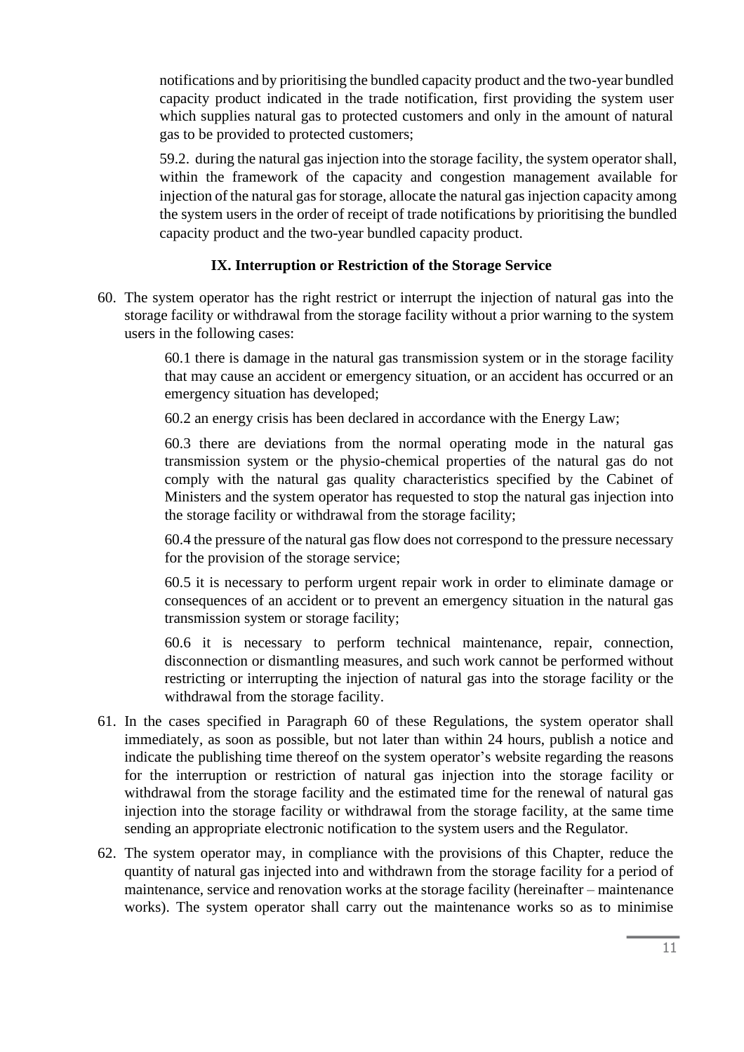notifications and by prioritising the bundled capacity product and the two-year bundled capacity product indicated in the trade notification, first providing the system user which supplies natural gas to protected customers and only in the amount of natural gas to be provided to protected customers;

59.2. during the natural gas injection into the storage facility, the system operator shall, within the framework of the capacity and congestion management available for injection of the natural gas for storage, allocate the natural gas injection capacity among the system users in the order of receipt of trade notifications by prioritising the bundled capacity product and the two-year bundled capacity product.

### IX. Interruption or Restriction of the Storage Service

60. The system operator has the right restrict or interrupt the injection of natural gas into the storage facility or withdrawal from the storage facility without a prior warning to the system users in the following cases:

    60.1 there is damage in the natural gas transmission system or in the storage facility that may cause an accident or emergency situation, or an accident has occurred or an emergency situation has developed;

    60.2 an energy crisis has been declared in accordance with the Energy Law;

    60.3 there are deviations from the normal operating mode in the natural gas transmission system or the physio-chemical properties of the natural gas do not comply with the natural gas quality characteristics specified by the Cabinet of Ministers and the system operator has requested to stop the natural gas injection into the storage facility or withdrawal from the storage facility;

    60.4 the pressure of the natural gas flow does not correspond to the pressure necessary for the provision of the storage service;

    60.5 it is necessary to perform urgent repair work in order to eliminate damage or consequences of an accident or to prevent an emergency situation in the natural gas transmission system or storage facility;

    60.6 it is necessary to perform technical maintenance, repair, connection, disconnection or dismantling measures, and such work cannot be performed without restricting or interrupting the injection of natural gas into the storage facility or the withdrawal from the storage facility.

61. In the cases specified in Paragraph 60 of these Regulations, the system operator shall immediately, as soon as possible, but not later than within 24 hours, publish a notice and indicate the publishing time thereof on the system operator's website regarding the reasons for the interruption or restriction of natural gas injection into the storage facility or withdrawal from the storage facility and the estimated time for the renewal of natural gas injection into the storage facility or withdrawal from the storage facility, at the same time sending an appropriate electronic notification to the system users and the Regulator.

62. The system operator may, in compliance with the provisions of this Chapter, reduce the quantity of natural gas injected into and withdrawn from the storage facility for a period of maintenance, service and renovation works at the storage facility (hereinafter – maintenance works). The system operator shall carry out the maintenance works so as to minimise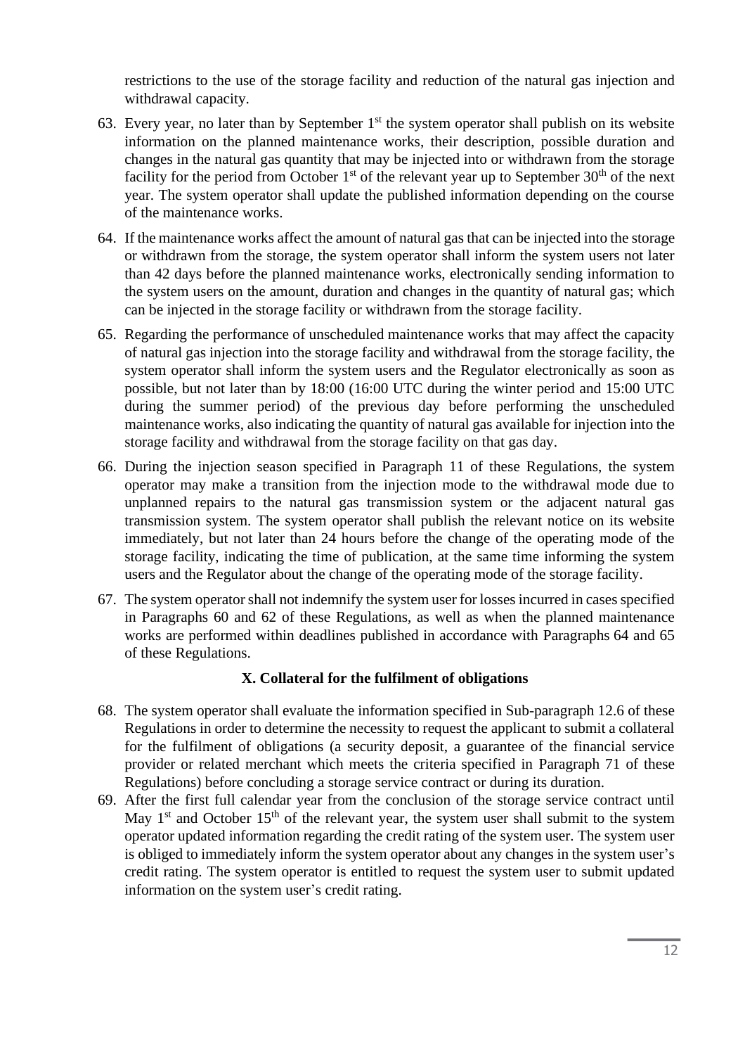restrictions to the use of the storage facility and reduction of the natural gas injection and withdrawal capacity.

63. Every year, no later than by September 1st the system operator shall publish on its website information on the planned maintenance works, their description, possible duration and changes in the natural gas quantity that may be injected into or withdrawn from the storage facility for the period from October 1st of the relevant year up to September 30th of the next year. The system operator shall update the published information depending on the course of the maintenance works.

64. If the maintenance works affect the amount of natural gas that can be injected into the storage or withdrawn from the storage, the system operator shall inform the system users not later than 42 days before the planned maintenance works, electronically sending information to the system users on the amount, duration and changes in the quantity of natural gas; which can be injected in the storage facility or withdrawn from the storage facility.

65. Regarding the performance of unscheduled maintenance works that may affect the capacity of natural gas injection into the storage facility and withdrawal from the storage facility, the system operator shall inform the system users and the Regulator electronically as soon as possible, but not later than by 18:00 (16:00 UTC during the winter period and 15:00 UTC during the summer period) of the previous day before performing the unscheduled maintenance works, also indicating the quantity of natural gas available for injection into the storage facility and withdrawal from the storage facility on that gas day.

66. During the injection season specified in Paragraph 11 of these Regulations, the system operator may make a transition from the injection mode to the withdrawal mode due to unplanned repairs to the natural gas transmission system or the adjacent natural gas transmission system. The system operator shall publish the relevant notice on its website immediately, but not later than 24 hours before the change of the operating mode of the storage facility, indicating the time of publication, at the same time informing the system users and the Regulator about the change of the operating mode of the storage facility.

67. The system operator shall not indemnify the system user for losses incurred in cases specified in Paragraphs 60 and 62 of these Regulations, as well as when the planned maintenance works are performed within deadlines published in accordance with Paragraphs 64 and 65 of these Regulations.

### X. Collateral for the fulfilment of obligations

68. The system operator shall evaluate the information specified in Sub-paragraph 12.6 of these Regulations in order to determine the necessity to request the applicant to submit a collateral for the fulfilment of obligations (a security deposit, a guarantee of the financial service provider or related merchant which meets the criteria specified in Paragraph 71 of these Regulations) before concluding a storage service contract or during its duration.

69. After the first full calendar year from the conclusion of the storage service contract until May 1st and October 15th of the relevant year, the system user shall submit to the system operator updated information regarding the credit rating of the system user. The system user is obliged to immediately inform the system operator about any changes in the system user's credit rating. The system operator is entitled to request the system user to submit updated information on the system user's credit rating.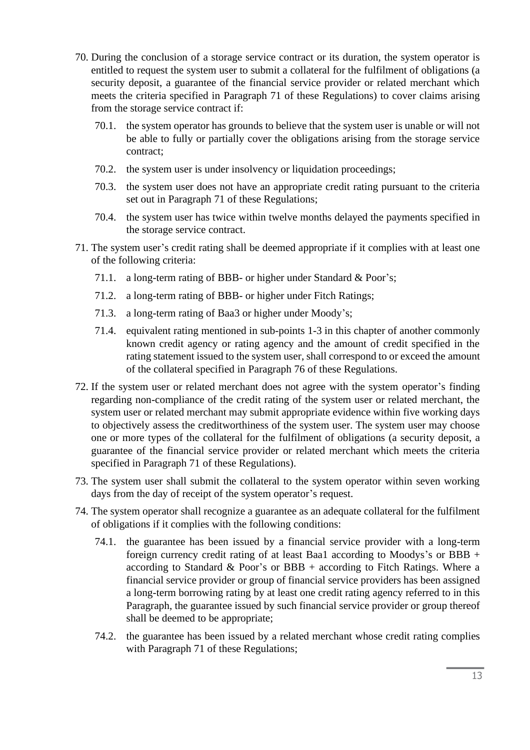70. During the conclusion of a storage service contract or its duration, the system operator is entitled to request the system user to submit a collateral for the fulfilment of obligations (a security deposit, a guarantee of the financial service provider or related merchant which meets the criteria specified in Paragraph 71 of these Regulations) to cover claims arising from the storage service contract if:

    70.1. the system operator has grounds to believe that the system user is unable or will not be able to fully or partially cover the obligations arising from the storage service contract;

    70.2. the system user is under insolvency or liquidation proceedings;

    70.3. the system user does not have an appropriate credit rating pursuant to the criteria set out in Paragraph 71 of these Regulations;

    70.4. the system user has twice within twelve months delayed the payments specified in the storage service contract.

71. The system user's credit rating shall be deemed appropriate if it complies with at least one of the following criteria:

    71.1. a long-term rating of BBB- or higher under Standard & Poor's;

    71.2. a long-term rating of BBB- or higher under Fitch Ratings;

    71.3. a long-term rating of Baa3 or higher under Moody's;

    71.4. equivalent rating mentioned in sub-points 1-3 in this chapter of another commonly known credit agency or rating agency and the amount of credit specified in the rating statement issued to the system user, shall correspond to or exceed the amount of the collateral specified in Paragraph 76 of these Regulations.

72. If the system user or related merchant does not agree with the system operator's finding regarding non-compliance of the credit rating of the system user or related merchant, the system user or related merchant may submit appropriate evidence within five working days to objectively assess the creditworthiness of the system user. The system user may choose one or more types of the collateral for the fulfilment of obligations (a security deposit, a guarantee of the financial service provider or related merchant which meets the criteria specified in Paragraph 71 of these Regulations).

73. The system user shall submit the collateral to the system operator within seven working days from the day of receipt of the system operator's request.

74. The system operator shall recognize a guarantee as an adequate collateral for the fulfilment of obligations if it complies with the following conditions:

    74.1. the guarantee has been issued by a financial service provider with a long-term foreign currency credit rating of at least Baa1 according to Moodys's or BBB + according to Standard & Poor's or BBB + according to Fitch Ratings. Where a financial service provider or group of financial service providers has been assigned a long-term borrowing rating by at least one credit rating agency referred to in this Paragraph, the guarantee issued by such financial service provider or group thereof shall be deemed to be appropriate;

    74.2. the guarantee has been issued by a related merchant whose credit rating complies with Paragraph 71 of these Regulations;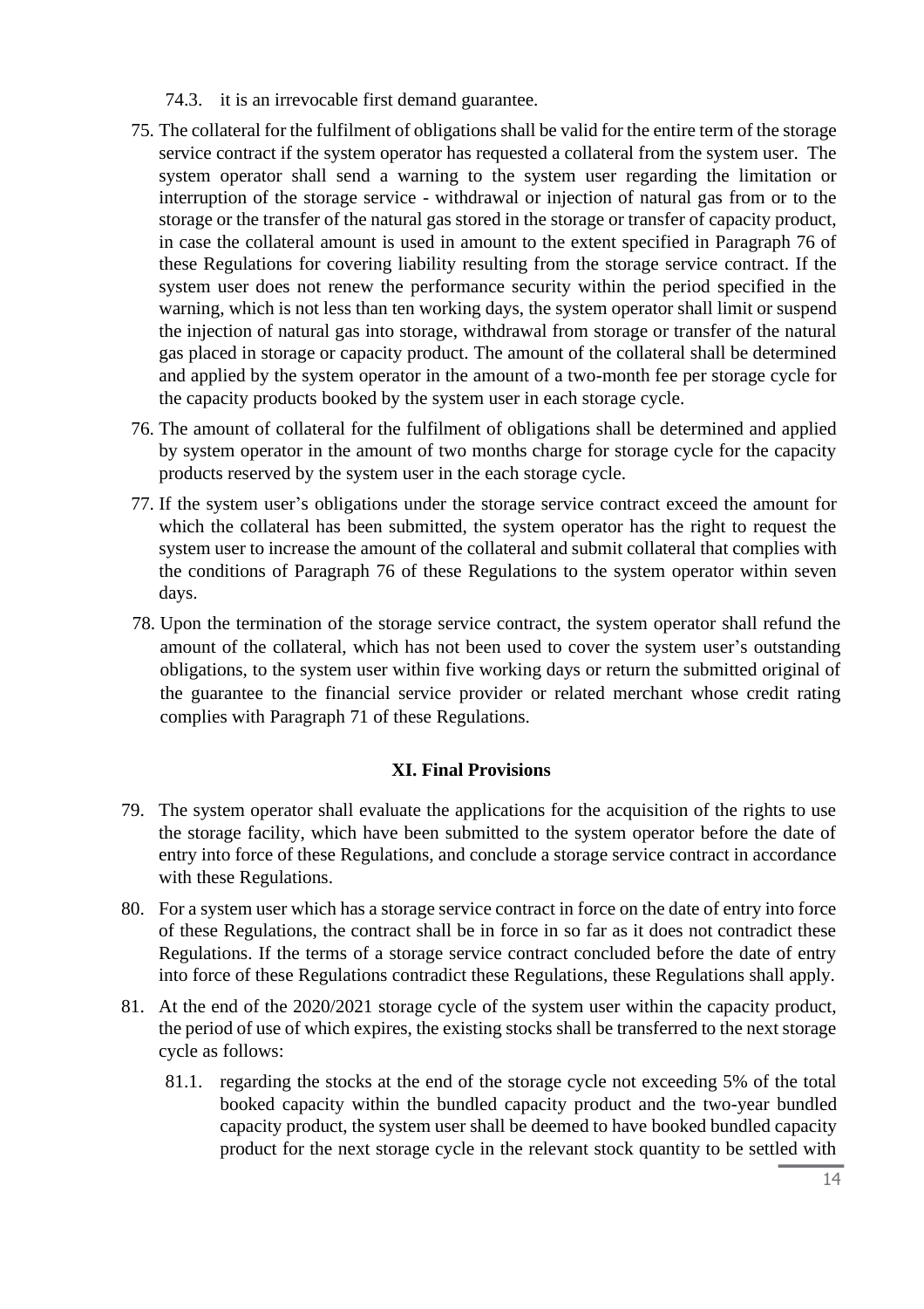74.3. it is an irrevocable first demand guarantee.

75. The collateral for the fulfilment of obligations shall be valid for the entire term of the storage service contract if the system operator has requested a collateral from the system user. The system operator shall send a warning to the system user regarding the limitation or interruption of the storage service - withdrawal or injection of natural gas from or to the storage or the transfer of the natural gas stored in the storage or transfer of capacity product, in case the collateral amount is used in amount to the extent specified in Paragraph 76 of these Regulations for covering liability resulting from the storage service contract. If the system user does not renew the performance security within the period specified in the warning, which is not less than ten working days, the system operator shall limit or suspend the injection of natural gas into storage, withdrawal from storage or transfer of the natural gas placed in storage or capacity product. The amount of the collateral shall be determined and applied by the system operator in the amount of a two-month fee per storage cycle for the capacity products booked by the system user in each storage cycle.

76. The amount of collateral for the fulfilment of obligations shall be determined and applied by system operator in the amount of two months charge for storage cycle for the capacity products reserved by the system user in the each storage cycle.

77. If the system user's obligations under the storage service contract exceed the amount for which the collateral has been submitted, the system operator has the right to request the system user to increase the amount of the collateral and submit collateral that complies with the conditions of Paragraph 76 of these Regulations to the system operator within seven days.

78. Upon the termination of the storage service contract, the system operator shall refund the amount of the collateral, which has not been used to cover the system user's outstanding obligations, to the system user within five working days or return the submitted original of the guarantee to the financial service provider or related merchant whose credit rating complies with Paragraph 71 of these Regulations.

## XI. Final Provisions

79. The system operator shall evaluate the applications for the acquisition of the rights to use the storage facility, which have been submitted to the system operator before the date of entry into force of these Regulations, and conclude a storage service contract in accordance with these Regulations.

80. For a system user which has a storage service contract in force on the date of entry into force of these Regulations, the contract shall be in force in so far as it does not contradict these Regulations. If the terms of a storage service contract concluded before the date of entry into force of these Regulations contradict these Regulations, these Regulations shall apply.

81. At the end of the 2020/2021 storage cycle of the system user within the capacity product, the period of use of which expires, the existing stocks shall be transferred to the next storage cycle as follows:

81.1. regarding the stocks at the end of the storage cycle not exceeding 5% of the total booked capacity within the bundled capacity product and the two-year bundled capacity product, the system user shall be deemed to have booked bundled capacity product for the next storage cycle in the relevant stock quantity to be settled with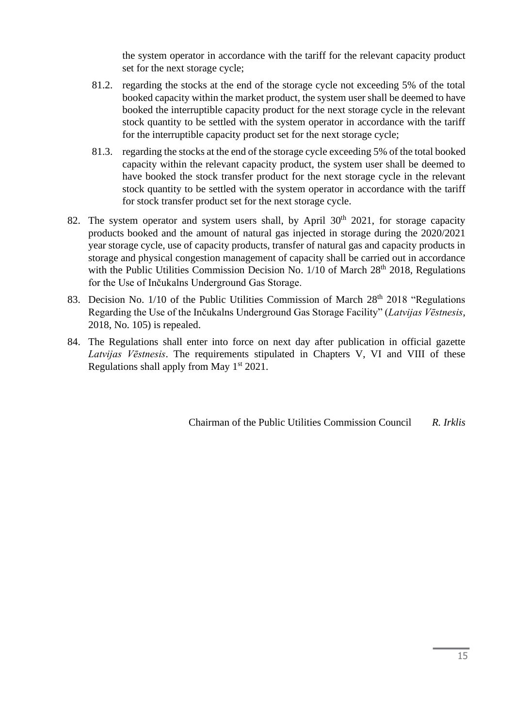the system operator in accordance with the tariff for the relevant capacity product set for the next storage cycle;

81.2. regarding the stocks at the end of the storage cycle not exceeding 5% of the total booked capacity within the market product, the system user shall be deemed to have booked the interruptible capacity product for the next storage cycle in the relevant stock quantity to be settled with the system operator in accordance with the tariff for the interruptible capacity product set for the next storage cycle;

81.3. regarding the stocks at the end of the storage cycle exceeding 5% of the total booked capacity within the relevant capacity product, the system user shall be deemed to have booked the stock transfer product for the next storage cycle in the relevant stock quantity to be settled with the system operator in accordance with the tariff for stock transfer product set for the next storage cycle.

82. The system operator and system users shall, by April 30th 2021, for storage capacity products booked and the amount of natural gas injected in storage during the 2020/2021 year storage cycle, use of capacity products, transfer of natural gas and capacity products in storage and physical congestion management of capacity shall be carried out in accordance with the Public Utilities Commission Decision No. 1/10 of March 28th 2018, Regulations for the Use of Inčukalns Underground Gas Storage.

83. Decision No. 1/10 of the Public Utilities Commission of March 28th 2018 "Regulations Regarding the Use of the Inčukalns Underground Gas Storage Facility" (*Latvijas Vēstnesis*, 2018, No. 105) is repealed.

84. The Regulations shall enter into force on next day after publication in official gazette *Latvijas Vēstnesis*. The requirements stipulated in Chapters V, VI and VIII of these Regulations shall apply from May 1st 2021.

Chairman of the Public Utilities Commission Council *R. Irklis*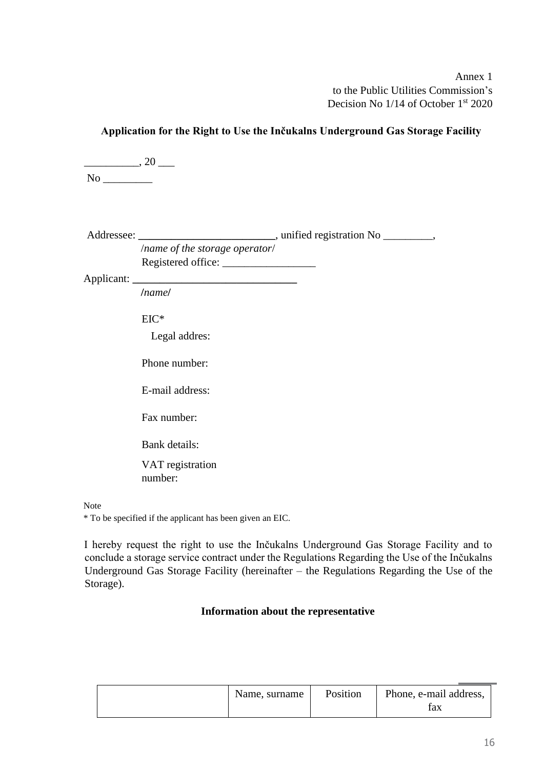Annex 1
to the Public Utilities Commission's
Decision No 1/14 of October 1st 2020

**Application for the Right to Use the Inčukalns Underground Gas Storage Facility**

__________, 20 ___

No _________

Addressee: _________________________, unified registration No _________,

/*name of the storage operator*/

Registered office: _________________

Applicant: ______________________________

/*name*/

EIC*

Legal addres:

Phone number:

E-mail address:

Fax number:

Bank details:

VAT registration number:

Note

* To be specified if the applicant has been given an EIC.

I hereby request the right to use the Inčukalns Underground Gas Storage Facility and to conclude a storage service contract under the Regulations Regarding the Use of the Inčukalns Underground Gas Storage Facility (hereinafter – the Regulations Regarding the Use of the Storage).

**Information about the representative**

| | Name, surname | Position | Phone, e-mail address, fax |
|---|---|---|---|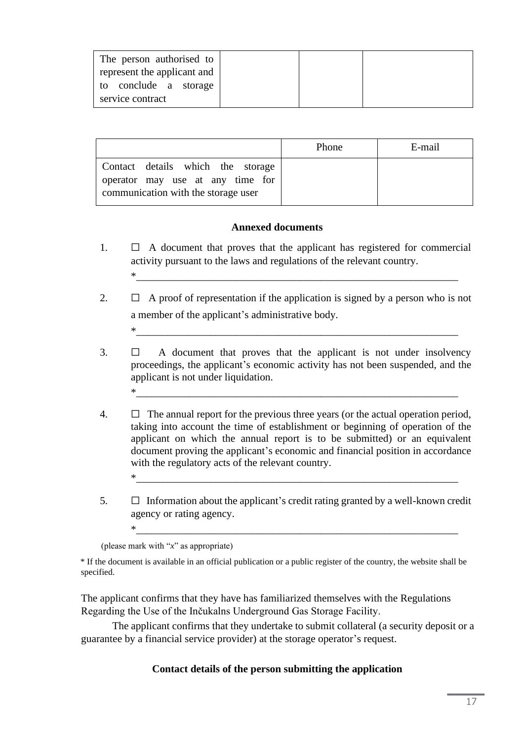| The person authorised to represent the applicant and to conclude a storage service contract | | | |
|---|---|---|---|

| | Phone | E-mail |
|---|---|---|
| Contact details which the storage operator may use at any time for communication with the storage user | | |

**Annexed documents**

1. ☐ A document that proves that the applicant has registered for commercial activity pursuant to the laws and regulations of the relevant country.
   *_____________________________________________________________

2. ☐ A proof of representation if the application is signed by a person who is not a member of the applicant's administrative body.
   *_____________________________________________________________

3. ☐ A document that proves that the applicant is not under insolvency proceedings, the applicant's economic activity has not been suspended, and the applicant is not under liquidation.
   *_____________________________________________________________

4. ☐ The annual report for the previous three years (or the actual operation period, taking into account the time of establishment or beginning of operation of the applicant on which the annual report is to be submitted) or an equivalent document proving the applicant's economic and financial position in accordance with the regulatory acts of the relevant country.
   *_____________________________________________________________

5. ☐ Information about the applicant's credit rating granted by a well-known credit agency or rating agency.
   *_____________________________________________________________

(please mark with "*x*" as appropriate)

* If the document is available in an official publication or a public register of the country, the website shall be specified.

The applicant confirms that they have has familiarized themselves with the Regulations Regarding the Use of the Inčukalns Underground Gas Storage Facility.

The applicant confirms that they undertake to submit collateral (a security deposit or a guarantee by a financial service provider) at the storage operator's request.

**Contact details of the person submitting the application**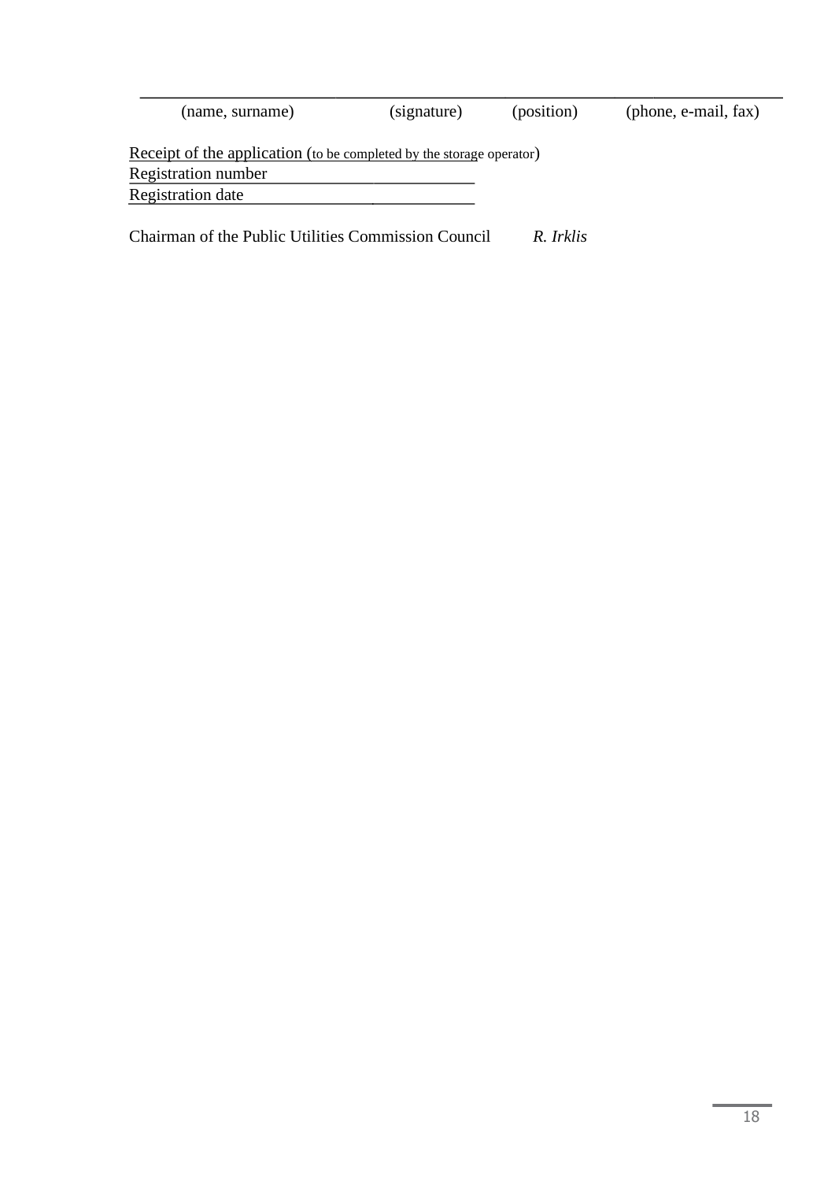___________________________________________________________________________

| (name, surname) | (signature) | (position) | (phone, e-mail, fax) |
|---|---|---|---|

Receipt of the application (to be completed by the storage operator)

Registration number ____________________________

Registration date ____________________________

Chairman of the Public Utilities Commission Council *R. Irklis*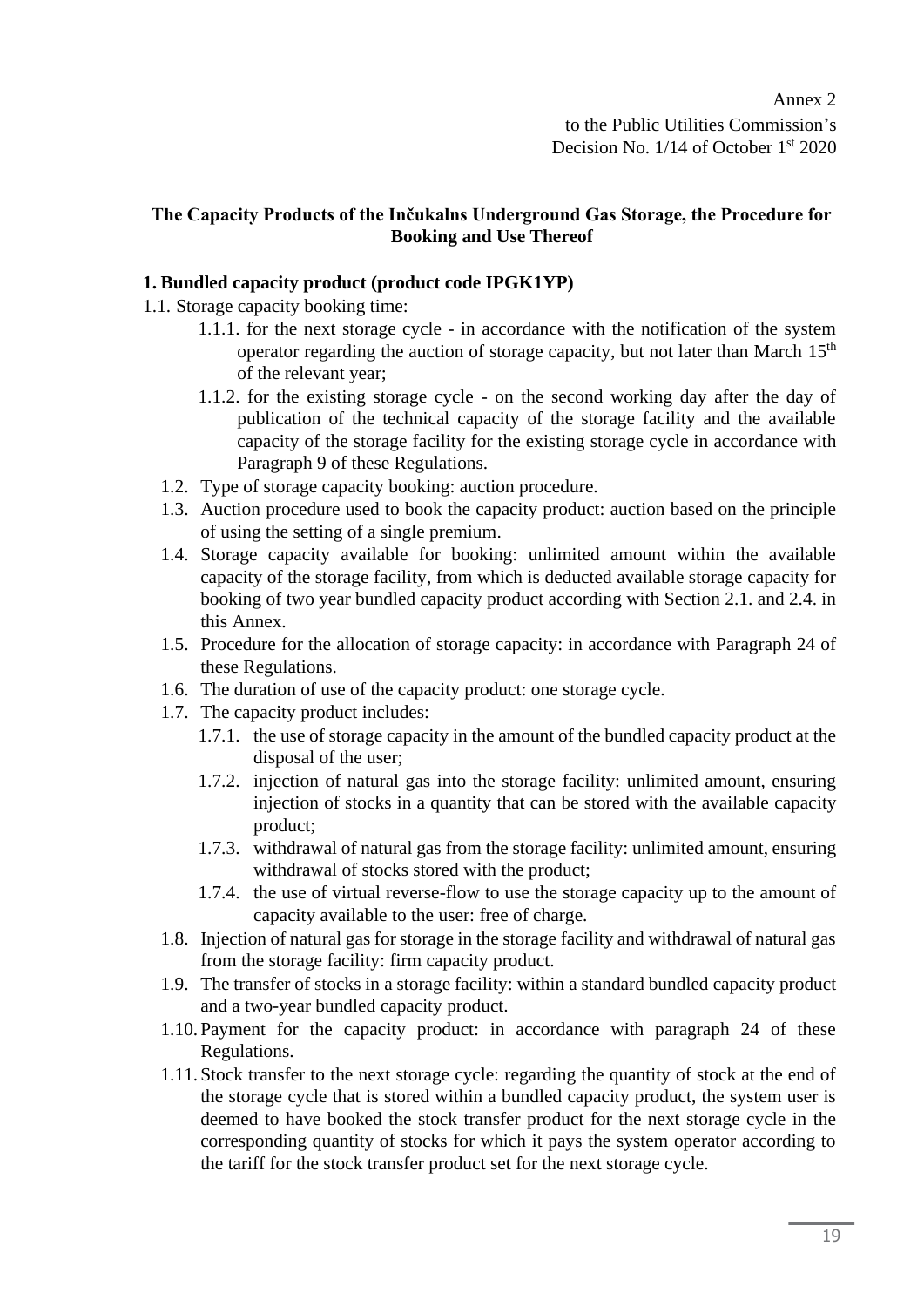Annex 2
to the Public Utilities Commission's
Decision No. 1/14 of October 1st 2020

**The Capacity Products of the Inčukalns Underground Gas Storage, the Procedure for Booking and Use Thereof**

**1. Bundled capacity product (product code IPGK1YP)**

1.1. Storage capacity booking time:

1.1.1. for the next storage cycle - in accordance with the notification of the system operator regarding the auction of storage capacity, but not later than March 15th of the relevant year;

1.1.2. for the existing storage cycle - on the second working day after the day of publication of the technical capacity of the storage facility and the available capacity of the storage facility for the existing storage cycle in accordance with Paragraph 9 of these Regulations.

1.2. Type of storage capacity booking: auction procedure.

1.3. Auction procedure used to book the capacity product: auction based on the principle of using the setting of a single premium.

1.4. Storage capacity available for booking: unlimited amount within the available capacity of the storage facility, from which is deducted available storage capacity for booking of two year bundled capacity product according with Section 2.1. and 2.4. in this Annex.

1.5. Procedure for the allocation of storage capacity: in accordance with Paragraph 24 of these Regulations.

1.6. The duration of use of the capacity product: one storage cycle.

1.7. The capacity product includes:

1.7.1. the use of storage capacity in the amount of the bundled capacity product at the disposal of the user;

1.7.2. injection of natural gas into the storage facility: unlimited amount, ensuring injection of stocks in a quantity that can be stored with the available capacity product;

1.7.3. withdrawal of natural gas from the storage facility: unlimited amount, ensuring withdrawal of stocks stored with the product;

1.7.4. the use of virtual reverse-flow to use the storage capacity up to the amount of capacity available to the user: free of charge.

1.8. Injection of natural gas for storage in the storage facility and withdrawal of natural gas from the storage facility: firm capacity product.

1.9. The transfer of stocks in a storage facility: within a standard bundled capacity product and a two-year bundled capacity product.

1.10. Payment for the capacity product: in accordance with paragraph 24 of these Regulations.

1.11. Stock transfer to the next storage cycle: regarding the quantity of stock at the end of the storage cycle that is stored within a bundled capacity product, the system user is deemed to have booked the stock transfer product for the next storage cycle in the corresponding quantity of stocks for which it pays the system operator according to the tariff for the stock transfer product set for the next storage cycle.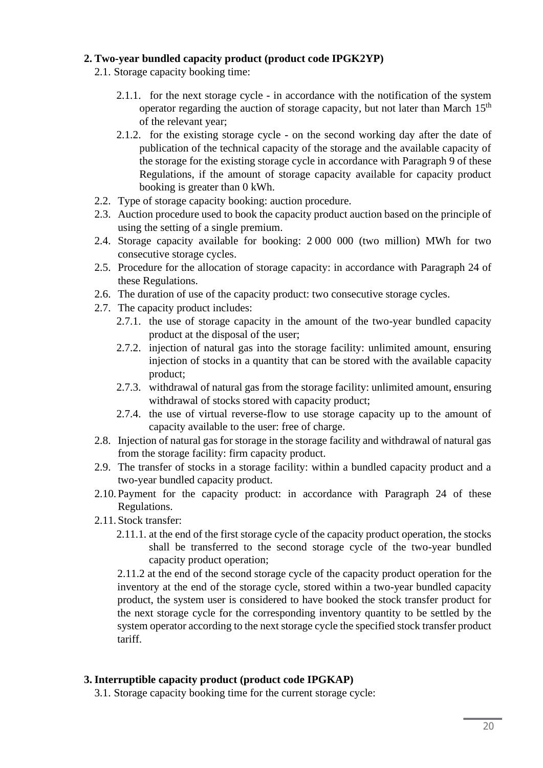**2. Two-year bundled capacity product (product code IPGK2YP)**

2.1. Storage capacity booking time:

2.1.1. for the next storage cycle - in accordance with the notification of the system operator regarding the auction of storage capacity, but not later than March 15th of the relevant year;

2.1.2. for the existing storage cycle - on the second working day after the date of publication of the technical capacity of the storage and the available capacity of the storage for the existing storage cycle in accordance with Paragraph 9 of these Regulations, if the amount of storage capacity available for capacity product booking is greater than 0 kWh.

2.2. Type of storage capacity booking: auction procedure.

2.3. Auction procedure used to book the capacity product auction based on the principle of using the setting of a single premium.

2.4. Storage capacity available for booking: 2 000 000 (two million) MWh for two consecutive storage cycles.

2.5. Procedure for the allocation of storage capacity: in accordance with Paragraph 24 of these Regulations.

2.6. The duration of use of the capacity product: two consecutive storage cycles.

2.7. The capacity product includes:

2.7.1. the use of storage capacity in the amount of the two-year bundled capacity product at the disposal of the user;

2.7.2. injection of natural gas into the storage facility: unlimited amount, ensuring injection of stocks in a quantity that can be stored with the available capacity product;

2.7.3. withdrawal of natural gas from the storage facility: unlimited amount, ensuring withdrawal of stocks stored with capacity product;

2.7.4. the use of virtual reverse-flow to use storage capacity up to the amount of capacity available to the user: free of charge.

2.8. Injection of natural gas for storage in the storage facility and withdrawal of natural gas from the storage facility: firm capacity product.

2.9. The transfer of stocks in a storage facility: within a bundled capacity product and a two-year bundled capacity product.

2.10. Payment for the capacity product: in accordance with Paragraph 24 of these Regulations.

2.11. Stock transfer:

2.11.1. at the end of the first storage cycle of the capacity product operation, the stocks shall be transferred to the second storage cycle of the two-year bundled capacity product operation;

2.11.2 at the end of the second storage cycle of the capacity product operation for the inventory at the end of the storage cycle, stored within a two-year bundled capacity product, the system user is considered to have booked the stock transfer product for the next storage cycle for the corresponding inventory quantity to be settled by the system operator according to the next storage cycle the specified stock transfer product tariff.

**3. Interruptible capacity product (product code IPGKAP)**

3.1. Storage capacity booking time for the current storage cycle: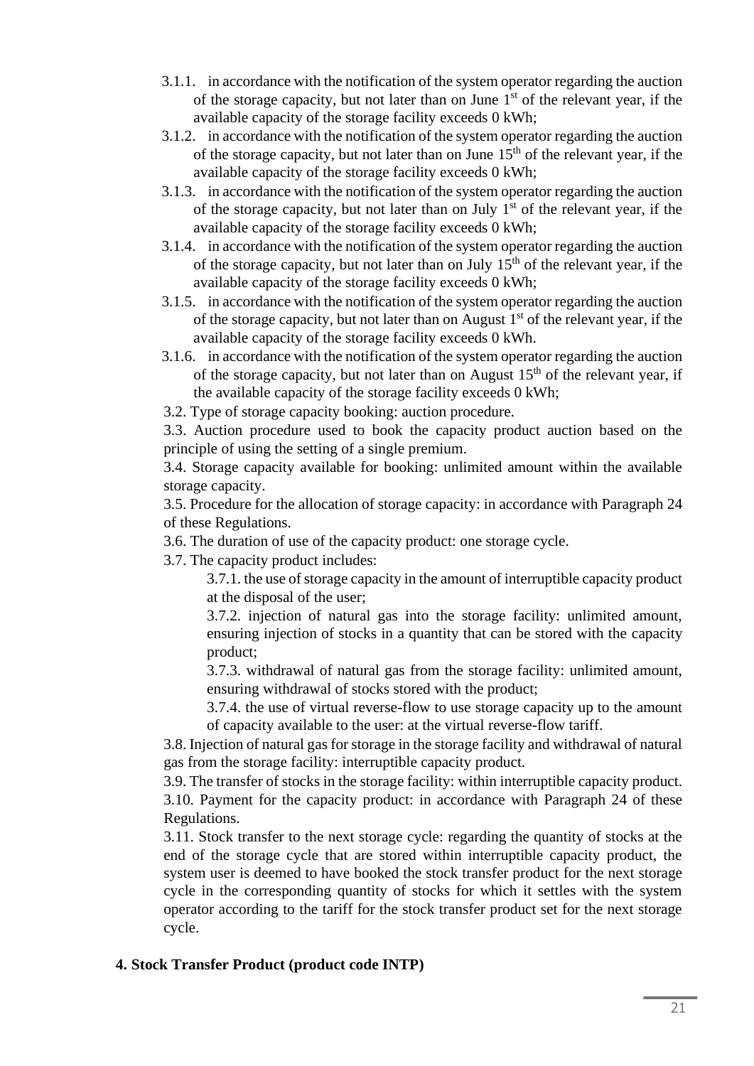3.1.1. in accordance with the notification of the system operator regarding the auction of the storage capacity, but not later than on June 1st of the relevant year, if the available capacity of the storage facility exceeds 0 kWh;

3.1.2. in accordance with the notification of the system operator regarding the auction of the storage capacity, but not later than on June 15th of the relevant year, if the available capacity of the storage facility exceeds 0 kWh;

3.1.3. in accordance with the notification of the system operator regarding the auction of the storage capacity, but not later than on July 1st of the relevant year, if the available capacity of the storage facility exceeds 0 kWh;

3.1.4. in accordance with the notification of the system operator regarding the auction of the storage capacity, but not later than on July 15th of the relevant year, if the available capacity of the storage facility exceeds 0 kWh;

3.1.5. in accordance with the notification of the system operator regarding the auction of the storage capacity, but not later than on August 1st of the relevant year, if the available capacity of the storage facility exceeds 0 kWh.

3.1.6. in accordance with the notification of the system operator regarding the auction of the storage capacity, but not later than on August 15th of the relevant year, if the available capacity of the storage facility exceeds 0 kWh;

3.2. Type of storage capacity booking: auction procedure.

3.3. Auction procedure used to book the capacity product auction based on the principle of using the setting of a single premium.

3.4. Storage capacity available for booking: unlimited amount within the available storage capacity.

3.5. Procedure for the allocation of storage capacity: in accordance with Paragraph 24 of these Regulations.

3.6. The duration of use of the capacity product: one storage cycle.

3.7. The capacity product includes:

3.7.1. the use of storage capacity in the amount of interruptible capacity product at the disposal of the user;

3.7.2. injection of natural gas into the storage facility: unlimited amount, ensuring injection of stocks in a quantity that can be stored with the capacity product;

3.7.3. withdrawal of natural gas from the storage facility: unlimited amount, ensuring withdrawal of stocks stored with the product;

3.7.4. the use of virtual reverse-flow to use storage capacity up to the amount of capacity available to the user: at the virtual reverse-flow tariff.

3.8. Injection of natural gas for storage in the storage facility and withdrawal of natural gas from the storage facility: interruptible capacity product.

3.9. The transfer of stocks in the storage facility: within interruptible capacity product.

3.10. Payment for the capacity product: in accordance with Paragraph 24 of these Regulations.

3.11. Stock transfer to the next storage cycle: regarding the quantity of stocks at the end of the storage cycle that are stored within interruptible capacity product, the system user is deemed to have booked the stock transfer product for the next storage cycle in the corresponding quantity of stocks for which it settles with the system operator according to the tariff for the stock transfer product set for the next storage cycle.

**4. Stock Transfer Product (product code INTP)**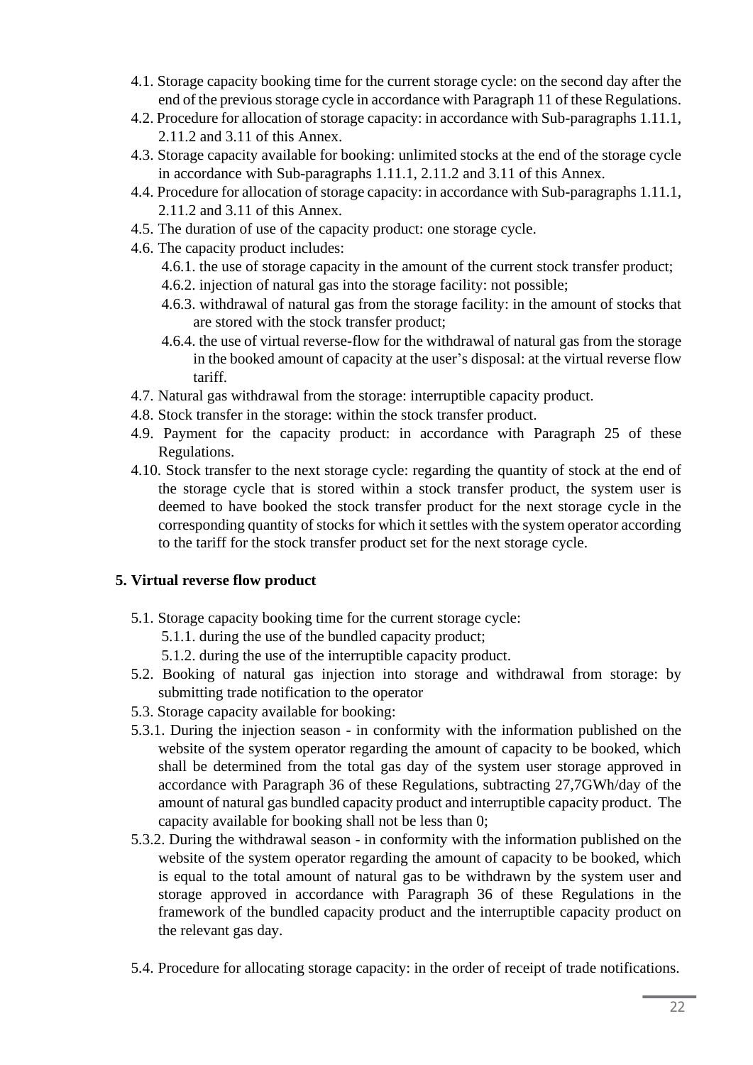4.1. Storage capacity booking time for the current storage cycle: on the second day after the end of the previous storage cycle in accordance with Paragraph 11 of these Regulations.

4.2. Procedure for allocation of storage capacity: in accordance with Sub-paragraphs 1.11.1, 2.11.2 and 3.11 of this Annex.

4.3. Storage capacity available for booking: unlimited stocks at the end of the storage cycle in accordance with Sub-paragraphs 1.11.1, 2.11.2 and 3.11 of this Annex.

4.4. Procedure for allocation of storage capacity: in accordance with Sub-paragraphs 1.11.1, 2.11.2 and 3.11 of this Annex.

4.5. The duration of use of the capacity product: one storage cycle.

4.6. The capacity product includes:

4.6.1. the use of storage capacity in the amount of the current stock transfer product;

4.6.2. injection of natural gas into the storage facility: not possible;

4.6.3. withdrawal of natural gas from the storage facility: in the amount of stocks that are stored with the stock transfer product;

4.6.4. the use of virtual reverse-flow for the withdrawal of natural gas from the storage in the booked amount of capacity at the user's disposal: at the virtual reverse flow tariff.

4.7. Natural gas withdrawal from the storage: interruptible capacity product.

4.8. Stock transfer in the storage: within the stock transfer product.

4.9. Payment for the capacity product: in accordance with Paragraph 25 of these Regulations.

4.10. Stock transfer to the next storage cycle: regarding the quantity of stock at the end of the storage cycle that is stored within a stock transfer product, the system user is deemed to have booked the stock transfer product for the next storage cycle in the corresponding quantity of stocks for which it settles with the system operator according to the tariff for the stock transfer product set for the next storage cycle.

**5. Virtual reverse flow product**

5.1. Storage capacity booking time for the current storage cycle:

5.1.1. during the use of the bundled capacity product;

5.1.2. during the use of the interruptible capacity product.

5.2. Booking of natural gas injection into storage and withdrawal from storage: by submitting trade notification to the operator

5.3. Storage capacity available for booking:

5.3.1. During the injection season - in conformity with the information published on the website of the system operator regarding the amount of capacity to be booked, which shall be determined from the total gas day of the system user storage approved in accordance with Paragraph 36 of these Regulations, subtracting 27,7GWh/day of the amount of natural gas bundled capacity product and interruptible capacity product. The capacity available for booking shall not be less than 0;

5.3.2. During the withdrawal season - in conformity with the information published on the website of the system operator regarding the amount of capacity to be booked, which is equal to the total amount of natural gas to be withdrawn by the system user and storage approved in accordance with Paragraph 36 of these Regulations in the framework of the bundled capacity product and the interruptible capacity product on the relevant gas day.

5.4. Procedure for allocating storage capacity: in the order of receipt of trade notifications.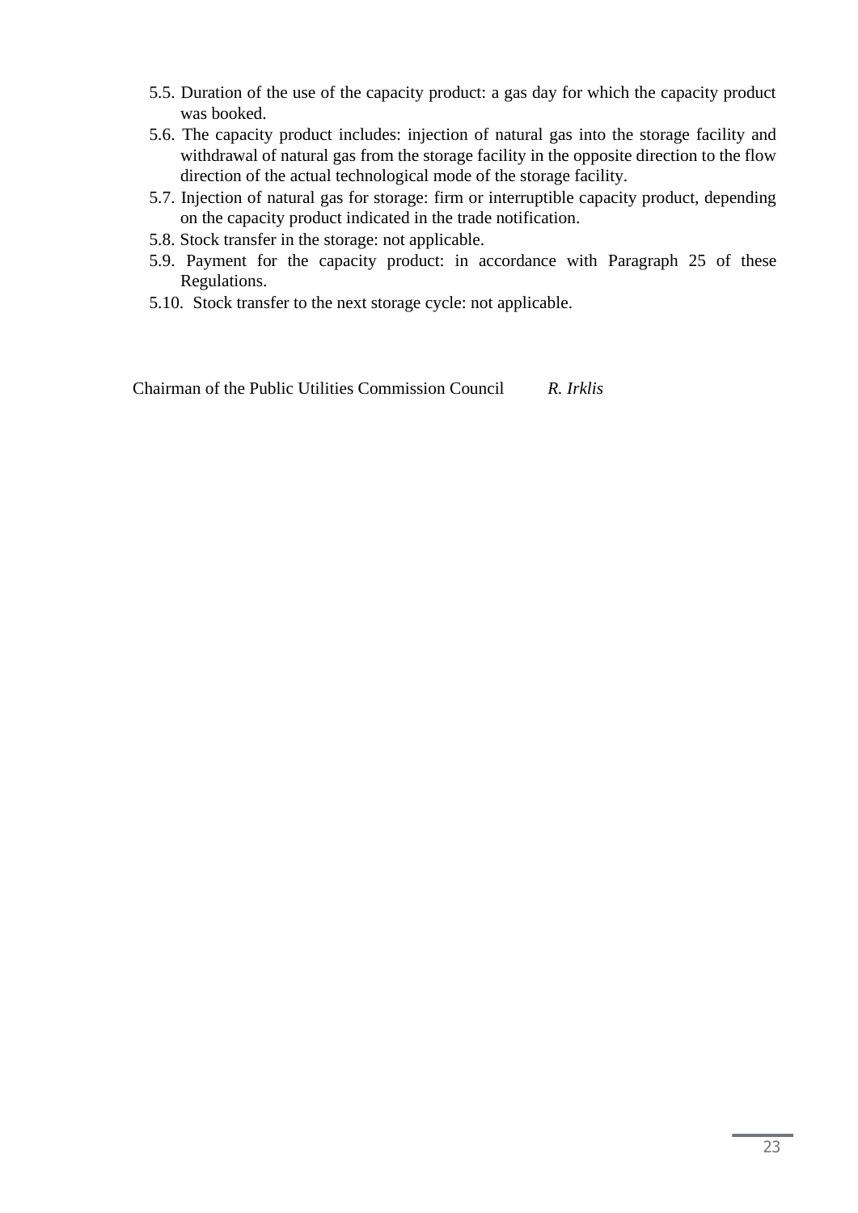5.5. Duration of the use of the capacity product: a gas day for which the capacity product was booked.

5.6. The capacity product includes: injection of natural gas into the storage facility and withdrawal of natural gas from the storage facility in the opposite direction to the flow direction of the actual technological mode of the storage facility.

5.7. Injection of natural gas for storage: firm or interruptible capacity product, depending on the capacity product indicated in the trade notification.

5.8. Stock transfer in the storage: not applicable.

5.9. Payment for the capacity product: in accordance with Paragraph 25 of these Regulations.

5.10. Stock transfer to the next storage cycle: not applicable.

Chairman of the Public Utilities Commission Council *R. Irklis*